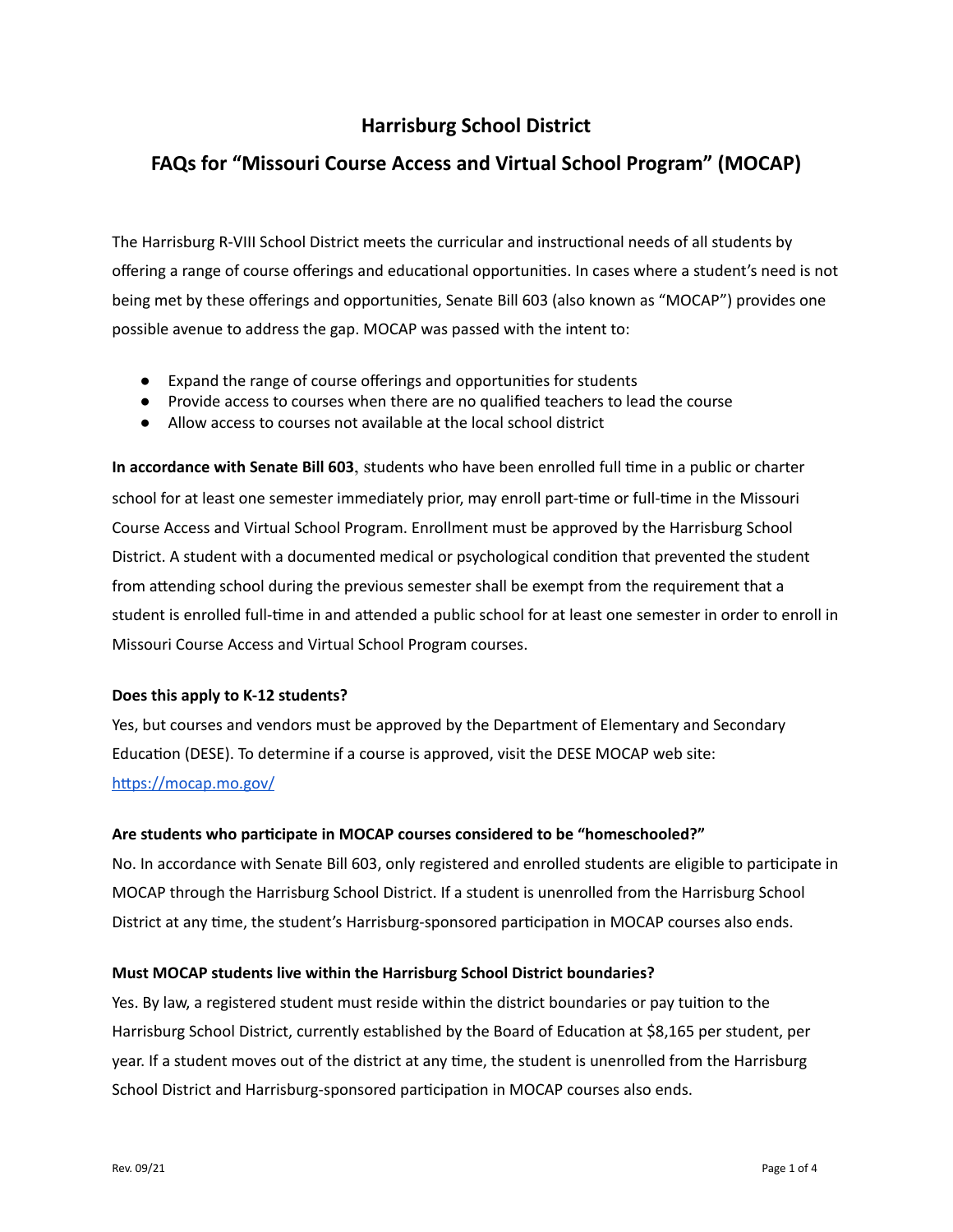# Harrisburg School District

## FAQs for "Missouri Course Access and Virtual School Program" (MOCAP)

The Harrisburg R-VIII School District meets the curricular and instructional needs of all students by offering a range of course offerings and educational opportunities. In cases where a student's need is not being met by these offerings and opportunities, Senate Bill 603 (also known as "MOCAP") provides one possible avenue to address the gap. MOCAP was passed with the intent to:

- Expand the range of course offerings and opportunities for students
- Provide access to courses when there are no qualified teachers to lead the course
- Allow access to courses not available at the local school district

**In accordance with Senate Bill 603**, students who have been enrolled full time in a public or charter school for at least one semester immediately prior, may enroll part-time or full-time in the Missouri Course Access and Virtual School Program. Enrollment must be approved by the Harrisburg School District. A student with a documented medical or psychological condition that prevented the student from attending school during the previous semester shall be exempt from the requirement that a student is enrolled full-time in and attended a public school for at least one semester in order to enroll in Missouri Course Access and Virtual School Program courses.

**Does this apply to K-12 students?**

Yes, but courses and vendors must be approved by the Department of Elementary and Secondary Education (DESE). To determine if a course is approved, visit the DESE MOCAP web site: [https://mocap.mo.gov/](https://mocap.mo.gov/)

**Are students who participate in MOCAP courses considered to be "homeschooled?"**

No. In accordance with Senate Bill 603, only registered and enrolled students are eligible to participate in MOCAP through the Harrisburg School District. If a student is unenrolled from the Harrisburg School District at any time, the student's Harrisburg-sponsored participation in MOCAP courses also ends.

**Must MOCAP students live within the Harrisburg School District boundaries?**

Yes. By law, a registered student must reside within the district boundaries or pay tuition to the Harrisburg School District, currently established by the Board of Education at $8,165 per student, per year. If a student moves out of the district at any time, the student is unenrolled from the Harrisburg School District and Harrisburg-sponsored participation in MOCAP courses also ends.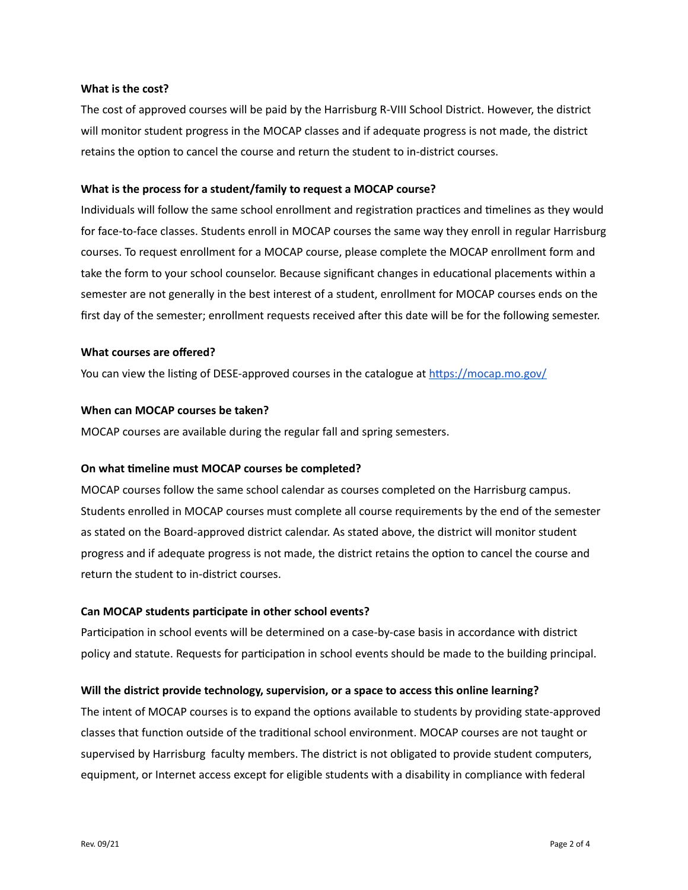**What is the cost?**

The cost of approved courses will be paid by the Harrisburg R-VIII School District. However, the district will monitor student progress in the MOCAP classes and if adequate progress is not made, the district retains the option to cancel the course and return the student to in-district courses.

**What is the process for a student/family to request a MOCAP course?**

Individuals will follow the same school enrollment and registration practices and timelines as they would for face-to-face classes. Students enroll in MOCAP courses the same way they enroll in regular Harrisburg courses. To request enrollment for a MOCAP course, please complete the MOCAP enrollment form and take the form to your school counselor. Because significant changes in educational placements within a semester are not generally in the best interest of a student, enrollment for MOCAP courses ends on the first day of the semester; enrollment requests received after this date will be for the following semester.

**What courses are offered?**

You can view the listing of DESE-approved courses in the catalogue at [https://mocap.mo.gov/](https://mocap.mo.gov/)

**When can MOCAP courses be taken?**

MOCAP courses are available during the regular fall and spring semesters.

**On what timeline must MOCAP courses be completed?**

MOCAP courses follow the same school calendar as courses completed on the Harrisburg campus. Students enrolled in MOCAP courses must complete all course requirements by the end of the semester as stated on the Board-approved district calendar. As stated above, the district will monitor student progress and if adequate progress is not made, the district retains the option to cancel the course and return the student to in-district courses.

**Can MOCAP students participate in other school events?**

Participation in school events will be determined on a case-by-case basis in accordance with district policy and statute. Requests for participation in school events should be made to the building principal.

**Will the district provide technology, supervision, or a space to access this online learning?**

The intent of MOCAP courses is to expand the options available to students by providing state-approved classes that function outside of the traditional school environment. MOCAP courses are not taught or supervised by Harrisburg faculty members. The district is not obligated to provide student computers, equipment, or Internet access except for eligible students with a disability in compliance with federal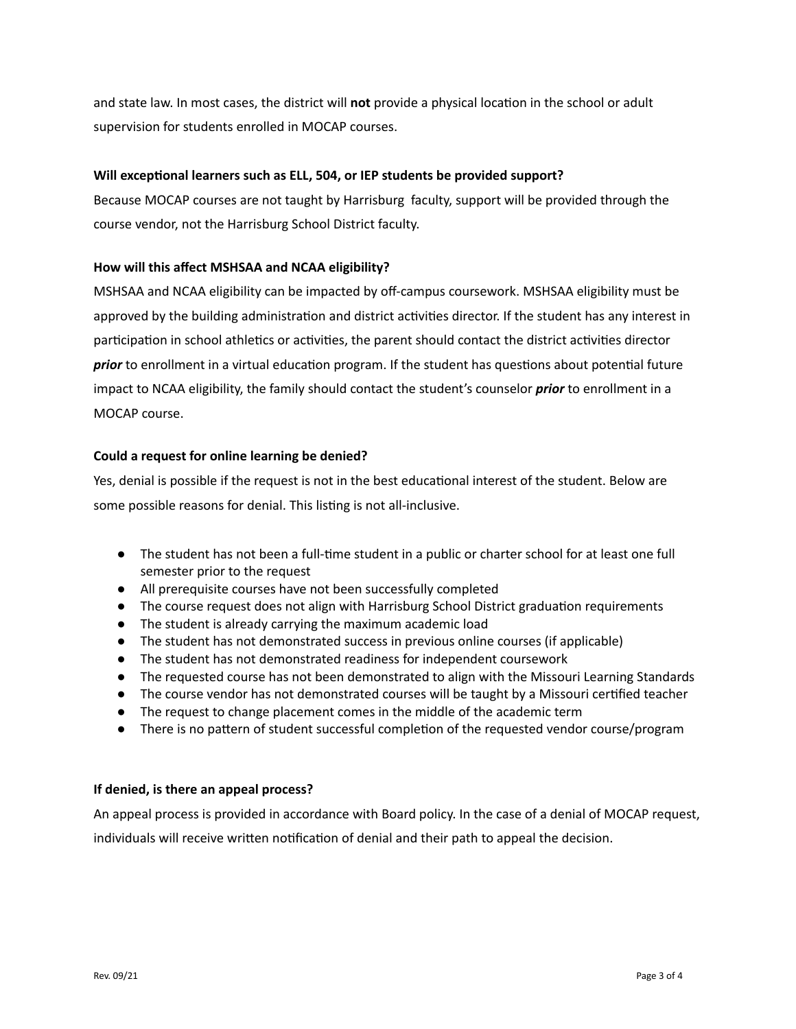and state law. In most cases, the district will **not** provide a physical location in the school or adult supervision for students enrolled in MOCAP courses.

**Will exceptional learners such as ELL, 504, or IEP students be provided support?**

Because MOCAP courses are not taught by Harrisburg faculty, support will be provided through the course vendor, not the Harrisburg School District faculty.

**How will this affect MSHSAA and NCAA eligibility?**

MSHSAA and NCAA eligibility can be impacted by off-campus coursework. MSHSAA eligibility must be approved by the building administration and district activities director. If the student has any interest in participation in school athletics or activities, the parent should contact the district activities director ***prior*** to enrollment in a virtual education program. If the student has questions about potential future impact to NCAA eligibility, the family should contact the student's counselor ***prior*** to enrollment in a MOCAP course.

**Could a request for online learning be denied?**

Yes, denial is possible if the request is not in the best educational interest of the student. Below are some possible reasons for denial. This listing is not all-inclusive.

- The student has not been a full-time student in a public or charter school for at least one full semester prior to the request
- All prerequisite courses have not been successfully completed
- The course request does not align with Harrisburg School District graduation requirements
- The student is already carrying the maximum academic load
- The student has not demonstrated success in previous online courses (if applicable)
- The student has not demonstrated readiness for independent coursework
- The requested course has not been demonstrated to align with the Missouri Learning Standards
- The course vendor has not demonstrated courses will be taught by a Missouri certified teacher
- The request to change placement comes in the middle of the academic term
- There is no pattern of student successful completion of the requested vendor course/program

**If denied, is there an appeal process?**

An appeal process is provided in accordance with Board policy. In the case of a denial of MOCAP request, individuals will receive written notification of denial and their path to appeal the decision.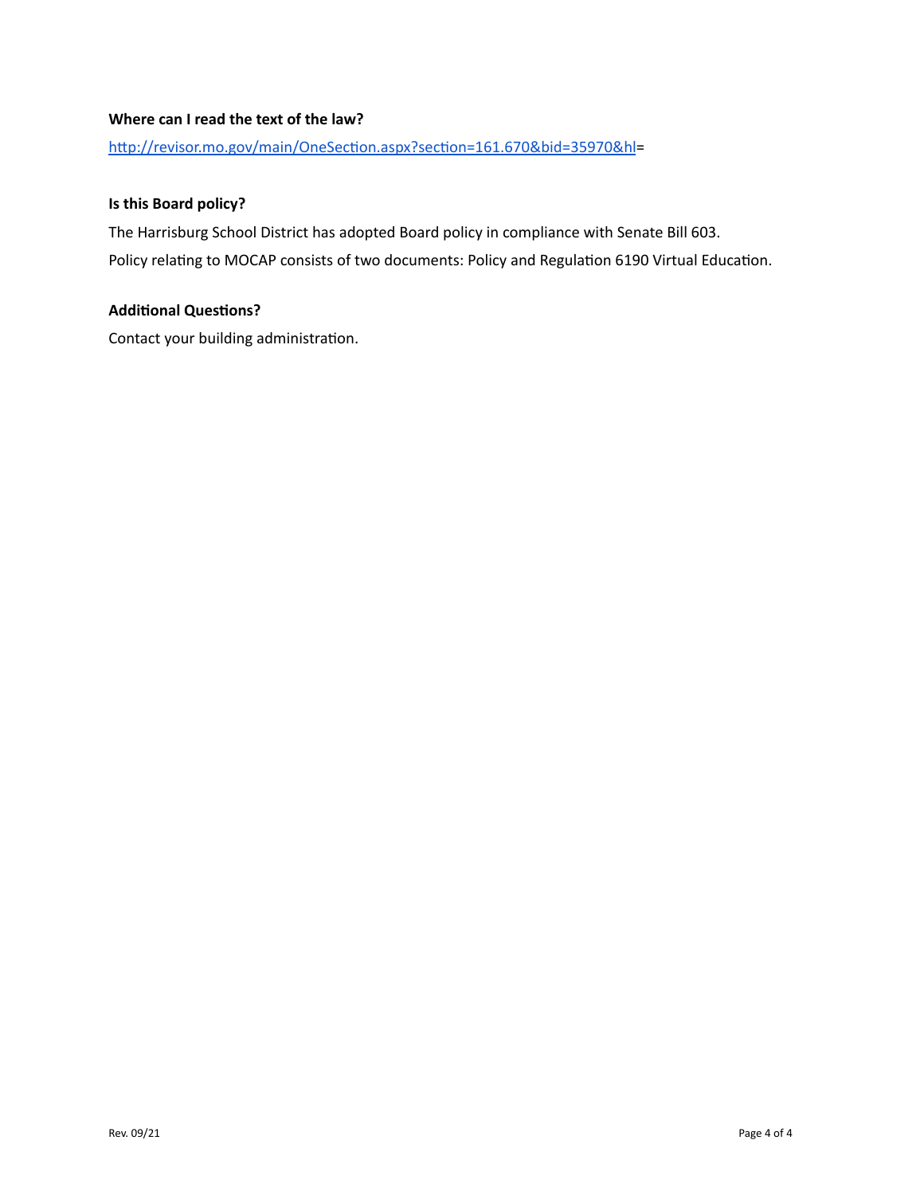**Where can I read the text of the law?**

http://revisor.mo.gov/main/OneSection.aspx?section=161.670&bid=35970&hl=

**Is this Board policy?**

The Harrisburg School District has adopted Board policy in compliance with Senate Bill 603.

Policy relating to MOCAP consists of two documents: Policy and Regulation 6190 Virtual Education.

**Additional Questions?**

Contact your building administration.